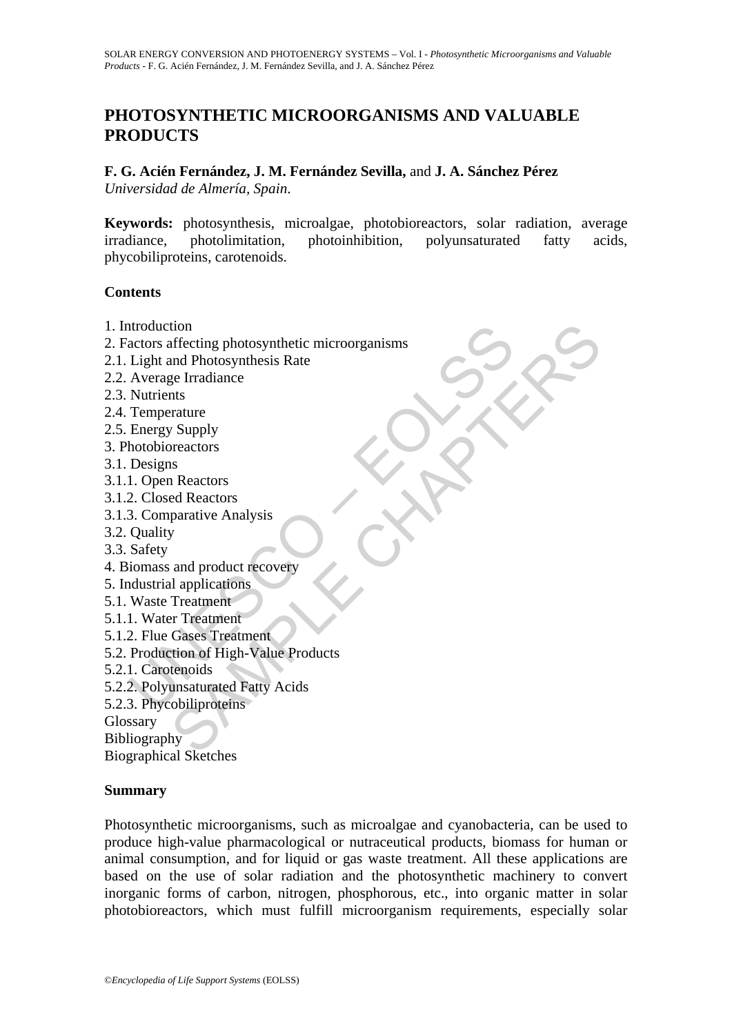# PHOTOSYNTHETIC MICROORGANISMS AND VALUABLE PRODUCTS

**F. G. Acién Fernández, J. M. Fernández Sevilla,** and **J. A. Sánchez Pérez**
*Universidad de Almería, Spain.*

**Keywords:** photosynthesis, microalgae, photobioreactors, solar radiation, average irradiance, photolimitation, photoinhibition, polyunsaturated fatty acids, phycobiliproteins, carotenoids.

## Contents

1. Introduction
2. Factors affecting photosynthetic microorganisms
2.1. Light and Photosynthesis Rate
2.2. Average Irradiance
2.3. Nutrients
2.4. Temperature
2.5. Energy Supply
3. Photobioreactors
3.1. Designs
3.1.1. Open Reactors
3.1.2. Closed Reactors
3.1.3. Comparative Analysis
3.2. Quality
3.3. Safety
4. Biomass and product recovery
5. Industrial applications
5.1. Waste Treatment
5.1.1. Water Treatment
5.1.2. Flue Gases Treatment
5.2. Production of High-Value Products
5.2.1. Carotenoids
5.2.2. Polyunsaturated Fatty Acids
5.2.3. Phycobiliproteins
Glossary
Bibliography
Biographical Sketches

## Summary

Photosynthetic microorganisms, such as microalgae and cyanobacteria, can be used to produce high-value pharmacological or nutraceutical products, biomass for human or animal consumption, and for liquid or gas waste treatment. All these applications are based on the use of solar radiation and the photosynthetic machinery to convert inorganic forms of carbon, nitrogen, phosphorous, etc., into organic matter in solar photobioreactors, which must fulfill microorganism requirements, especially solar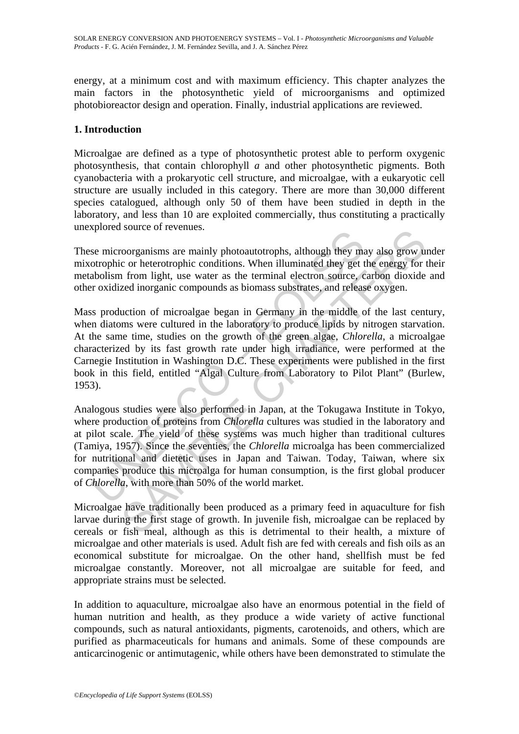energy, at a minimum cost and with maximum efficiency. This chapter analyzes the main factors in the photosynthetic yield of microorganisms and optimized photobioreactor design and operation. Finally, industrial applications are reviewed.

## 1. Introduction

Microalgae are defined as a type of photosynthetic protest able to perform oxygenic photosynthesis, that contain chlorophyll *a* and other photosynthetic pigments. Both cyanobacteria with a prokaryotic cell structure, and microalgae, with a eukaryotic cell structure are usually included in this category. There are more than 30,000 different species catalogued, although only 50 of them have been studied in depth in the laboratory, and less than 10 are exploited commercially, thus constituting a practically unexplored source of revenues.

These microorganisms are mainly photoautotrophs, although they may also grow under mixotrophic or heterotrophic conditions. When illuminated they get the energy for their metabolism from light, use water as the terminal electron source, carbon dioxide and other oxidized inorganic compounds as biomass substrates, and release oxygen.

Mass production of microalgae began in Germany in the middle of the last century, when diatoms were cultured in the laboratory to produce lipids by nitrogen starvation. At the same time, studies on the growth of the green algae, *Chlorella*, a microalgae characterized by its fast growth rate under high irradiance, were performed at the Carnegie Institution in Washington D.C. These experiments were published in the first book in this field, entitled "Algal Culture from Laboratory to Pilot Plant" (Burlew, 1953).

Analogous studies were also performed in Japan, at the Tokugawa Institute in Tokyo, where production of proteins from *Chlorella* cultures was studied in the laboratory and at pilot scale. The yield of these systems was much higher than traditional cultures (Tamiya, 1957). Since the seventies, the *Chlorella* microalga has been commercialized for nutritional and dietetic uses in Japan and Taiwan. Today, Taiwan, where six companies produce this microalga for human consumption, is the first global producer of *Chlorella*, with more than 50% of the world market.

Microalgae have traditionally been produced as a primary feed in aquaculture for fish larvae during the first stage of growth. In juvenile fish, microalgae can be replaced by cereals or fish meal, although as this is detrimental to their health, a mixture of microalgae and other materials is used. Adult fish are fed with cereals and fish oils as an economical substitute for microalgae. On the other hand, shellfish must be fed microalgae constantly. Moreover, not all microalgae are suitable for feed, and appropriate strains must be selected.

In addition to aquaculture, microalgae also have an enormous potential in the field of human nutrition and health, as they produce a wide variety of active functional compounds, such as natural antioxidants, pigments, carotenoids, and others, which are purified as pharmaceuticals for humans and animals. Some of these compounds are anticarcinogenic or antimutagenic, while others have been demonstrated to stimulate the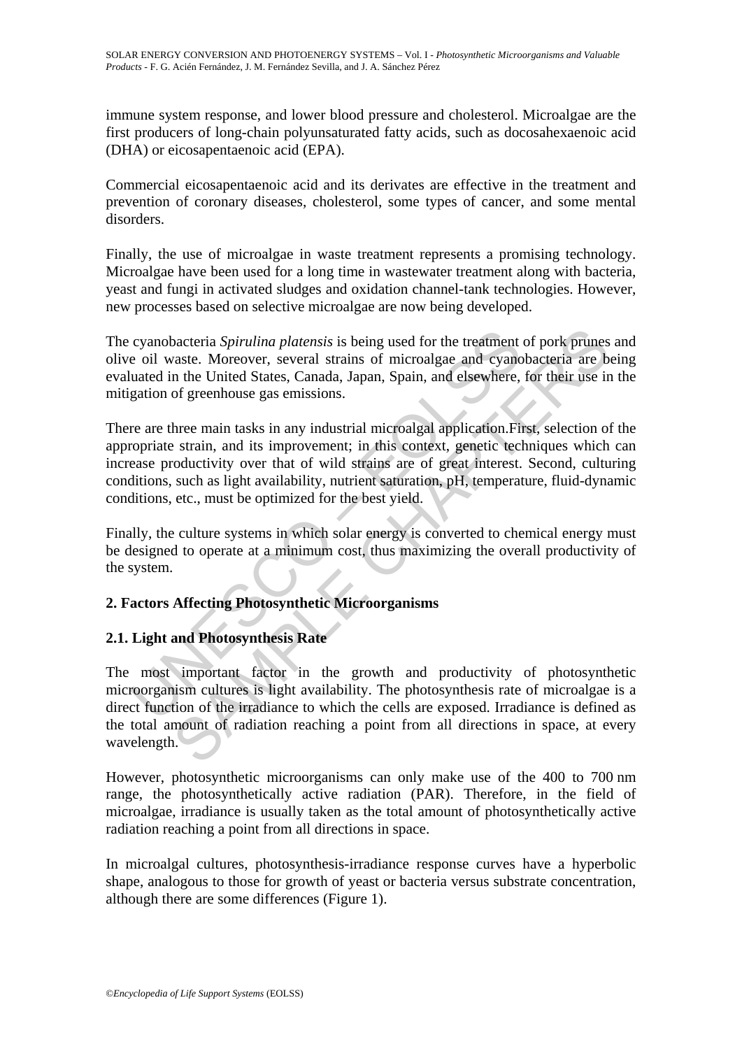immune system response, and lower blood pressure and cholesterol. Microalgae are the first producers of long-chain polyunsaturated fatty acids, such as docosahexaenoic acid (DHA) or eicosapentaenoic acid (EPA).

Commercial eicosapentaenoic acid and its derivates are effective in the treatment and prevention of coronary diseases, cholesterol, some types of cancer, and some mental disorders.

Finally, the use of microalgae in waste treatment represents a promising technology. Microalgae have been used for a long time in wastewater treatment along with bacteria, yeast and fungi in activated sludges and oxidation channel-tank technologies. However, new processes based on selective microalgae are now being developed.

The cyanobacteria *Spirulina platensis* is being used for the treatment of pork prunes and olive oil waste. Moreover, several strains of microalgae and cyanobacteria are being evaluated in the United States, Canada, Japan, Spain, and elsewhere, for their use in the mitigation of greenhouse gas emissions.

There are three main tasks in any industrial microalgal application.First, selection of the appropriate strain, and its improvement; in this context, genetic techniques which can increase productivity over that of wild strains are of great interest. Second, culturing conditions, such as light availability, nutrient saturation, pH, temperature, fluid-dynamic conditions, etc., must be optimized for the best yield.

Finally, the culture systems in which solar energy is converted to chemical energy must be designed to operate at a minimum cost, thus maximizing the overall productivity of the system.

## 2. Factors Affecting Photosynthetic Microorganisms

### 2.1. Light and Photosynthesis Rate

The most important factor in the growth and productivity of photosynthetic microorganism cultures is light availability. The photosynthesis rate of microalgae is a direct function of the irradiance to which the cells are exposed. Irradiance is defined as the total amount of radiation reaching a point from all directions in space, at every wavelength.

However, photosynthetic microorganisms can only make use of the 400 to 700 nm range, the photosynthetically active radiation (PAR). Therefore, in the field of microalgae, irradiance is usually taken as the total amount of photosynthetically active radiation reaching a point from all directions in space.

In microalgal cultures, photosynthesis-irradiance response curves have a hyperbolic shape, analogous to those for growth of yeast or bacteria versus substrate concentration, although there are some differences (Figure 1).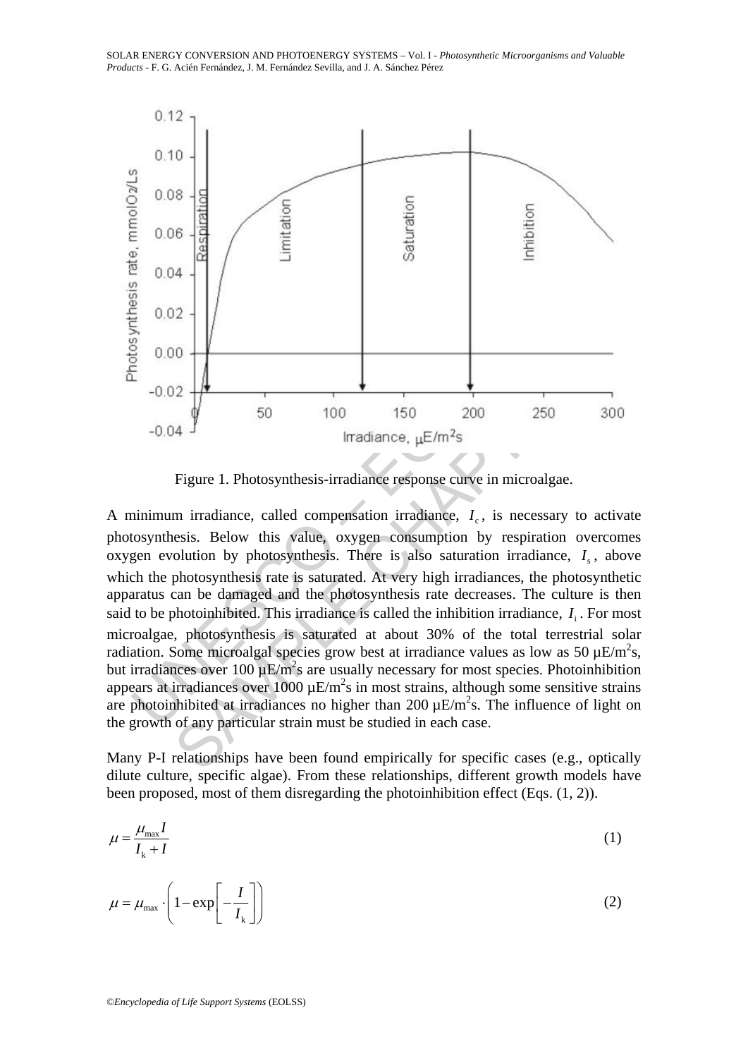Figure 1. Photosynthesis-irradiance response curve in microalgae.

A minimum irradiance, called compensation irradiance, $I_c$, is necessary to activate photosynthesis. Below this value, oxygen consumption by respiration overcomes oxygen evolution by photosynthesis. There is also saturation irradiance, $I_s$, above which the photosynthesis rate is saturated. At very high irradiances, the photosynthetic apparatus can be damaged and the photosynthesis rate decreases. The culture is then said to be photoinhibited. This irradiance is called the inhibition irradiance, $I_i$. For most microalgae, photosynthesis is saturated at about 30% of the total terrestrial solar radiation. Some microalgal species grow best at irradiance values as low as 50 µE/m$^2$s, but irradiances over 100 µE/m$^2$s are usually necessary for most species. Photoinhibition appears at irradiances over 1000 µE/m$^2$s in most strains, although some sensitive strains are photoinhibited at irradiances no higher than 200 µE/m$^2$s. The influence of light on the growth of any particular strain must be studied in each case.

Many P-I relationships have been found empirically for specific cases (e.g., optically dilute culture, specific algae). From these relationships, different growth models have been proposed, most of them disregarding the photoinhibition effect (Eqs. (1, 2)).

$$\mu = \frac{\mu_{\max} I}{I_k + I} \tag{1}$$

$$\mu = \mu_{\max} \cdot \left(1 - \exp\left[-\frac{I}{I_k}\right]\right) \tag{2}$$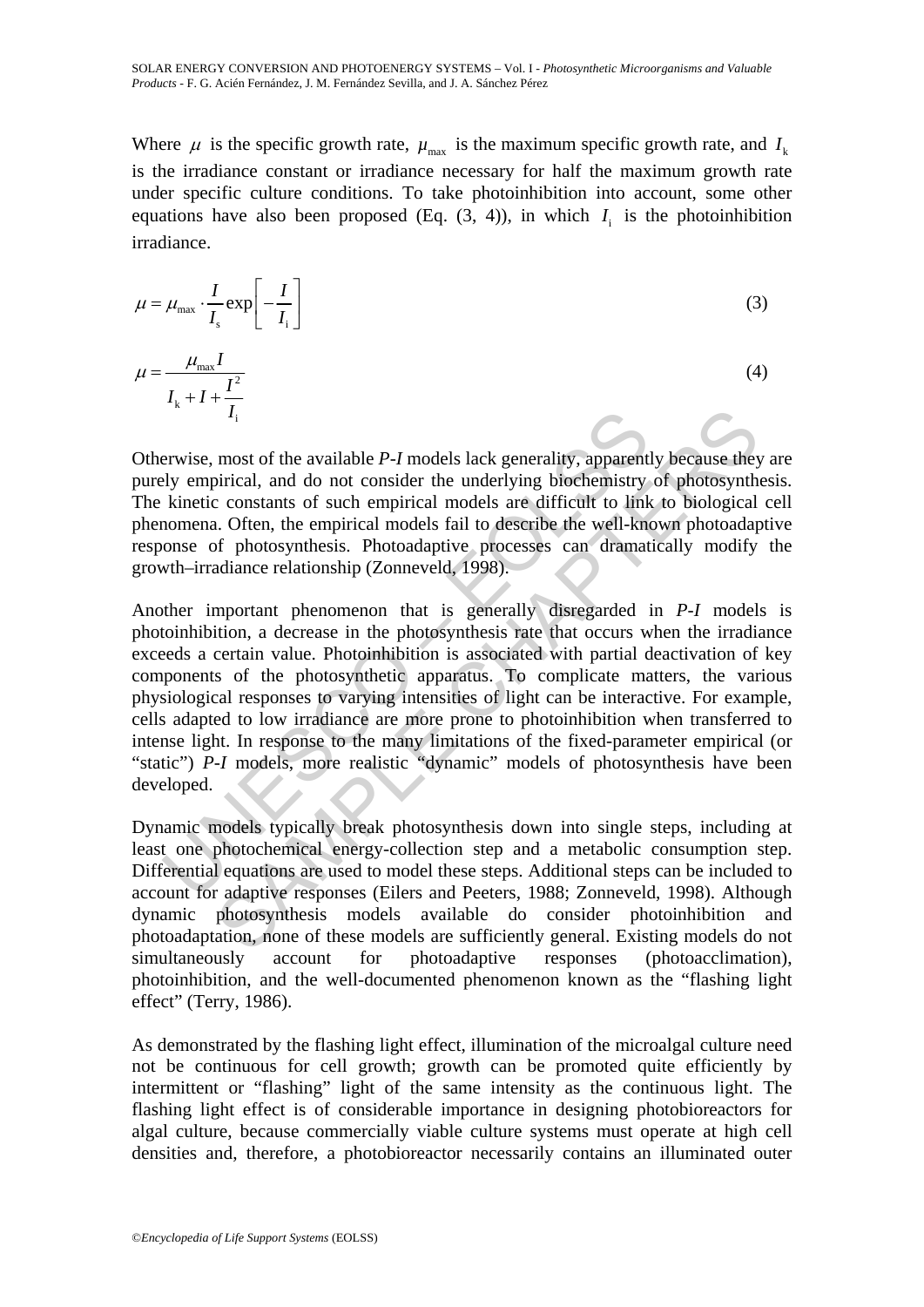Where $\mu$ is the specific growth rate, $\mu_{max}$ is the maximum specific growth rate, and $I_k$ is the irradiance constant or irradiance necessary for half the maximum growth rate under specific culture conditions. To take photoinhibition into account, some other equations have also been proposed (Eq. (3, 4)), in which $I_i$ is the photoinhibition irradiance.

$$\mu = \mu_{max} \cdot \frac{I}{I_s} \exp\left[-\frac{I}{I_i}\right] \tag{3}$$

$$\mu = \frac{\mu_{max} I}{I_k + I + \frac{I^2}{I_i}} \tag{4}$$

Otherwise, most of the available *P-I* models lack generality, apparently because they are purely empirical, and do not consider the underlying biochemistry of photosynthesis. The kinetic constants of such empirical models are difficult to link to biological cell phenomena. Often, the empirical models fail to describe the well-known photoadaptive response of photosynthesis. Photoadaptive processes can dramatically modify the growth–irradiance relationship (Zonneveld, 1998).

Another important phenomenon that is generally disregarded in *P-I* models is photoinhibition, a decrease in the photosynthesis rate that occurs when the irradiance exceeds a certain value. Photoinhibition is associated with partial deactivation of key components of the photosynthetic apparatus. To complicate matters, the various physiological responses to varying intensities of light can be interactive. For example, cells adapted to low irradiance are more prone to photoinhibition when transferred to intense light. In response to the many limitations of the fixed-parameter empirical (or "static") *P-I* models, more realistic "dynamic" models of photosynthesis have been developed.

Dynamic models typically break photosynthesis down into single steps, including at least one photochemical energy-collection step and a metabolic consumption step. Differential equations are used to model these steps. Additional steps can be included to account for adaptive responses (Eilers and Peeters, 1988; Zonneveld, 1998). Although dynamic photosynthesis models available do consider photoinhibition and photoadaptation, none of these models are sufficiently general. Existing models do not simultaneously account for photoadaptive responses (photoacclimation), photoinhibition, and the well-documented phenomenon known as the "flashing light effect" (Terry, 1986).

As demonstrated by the flashing light effect, illumination of the microalgal culture need not be continuous for cell growth; growth can be promoted quite efficiently by intermittent or "flashing" light of the same intensity as the continuous light. The flashing light effect is of considerable importance in designing photobioreactors for algal culture, because commercially viable culture systems must operate at high cell densities and, therefore, a photobioreactor necessarily contains an illuminated outer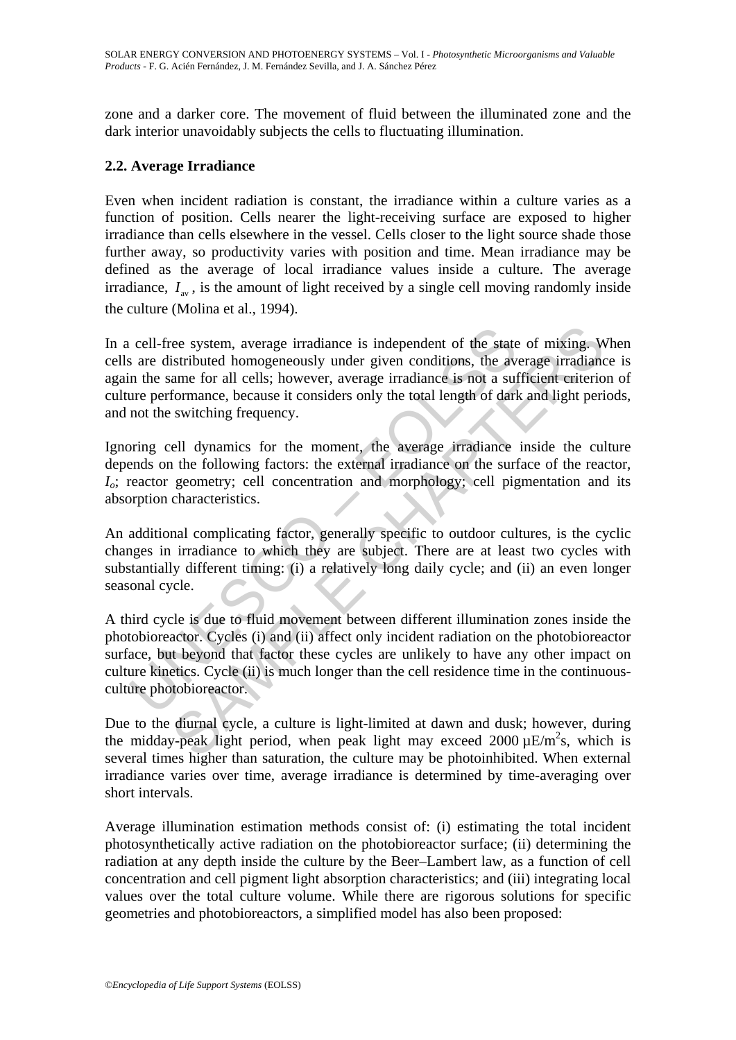zone and a darker core. The movement of fluid between the illuminated zone and the dark interior unavoidably subjects the cells to fluctuating illumination.

### 2.2. Average Irradiance

Even when incident radiation is constant, the irradiance within a culture varies as a function of position. Cells nearer the light-receiving surface are exposed to higher irradiance than cells elsewhere in the vessel. Cells closer to the light source shade those further away, so productivity varies with position and time. Mean irradiance may be defined as the average of local irradiance values inside a culture. The average irradiance, $I_{av}$, is the amount of light received by a single cell moving randomly inside the culture (Molina et al., 1994).

In a cell-free system, average irradiance is independent of the state of mixing. When cells are distributed homogeneously under given conditions, the average irradiance is again the same for all cells; however, average irradiance is not a sufficient criterion of culture performance, because it considers only the total length of dark and light periods, and not the switching frequency.

Ignoring cell dynamics for the moment, the average irradiance inside the culture depends on the following factors: the external irradiance on the surface of the reactor, $I_o$; reactor geometry; cell concentration and morphology; cell pigmentation and its absorption characteristics.

An additional complicating factor, generally specific to outdoor cultures, is the cyclic changes in irradiance to which they are subject. There are at least two cycles with substantially different timing: (i) a relatively long daily cycle; and (ii) an even longer seasonal cycle.

A third cycle is due to fluid movement between different illumination zones inside the photobioreactor. Cycles (i) and (ii) affect only incident radiation on the photobioreactor surface, but beyond that factor these cycles are unlikely to have any other impact on culture kinetics. Cycle (ii) is much longer than the cell residence time in the continuous-culture photobioreactor.

Due to the diurnal cycle, a culture is light-limited at dawn and dusk; however, during the midday-peak light period, when peak light may exceed 2000 $\mu E/m^2s$, which is several times higher than saturation, the culture may be photoinhibited. When external irradiance varies over time, average irradiance is determined by time-averaging over short intervals.

Average illumination estimation methods consist of: (i) estimating the total incident photosynthetically active radiation on the photobioreactor surface; (ii) determining the radiation at any depth inside the culture by the Beer–Lambert law, as a function of cell concentration and cell pigment light absorption characteristics; and (iii) integrating local values over the total culture volume. While there are rigorous solutions for specific geometries and photobioreactors, a simplified model has also been proposed: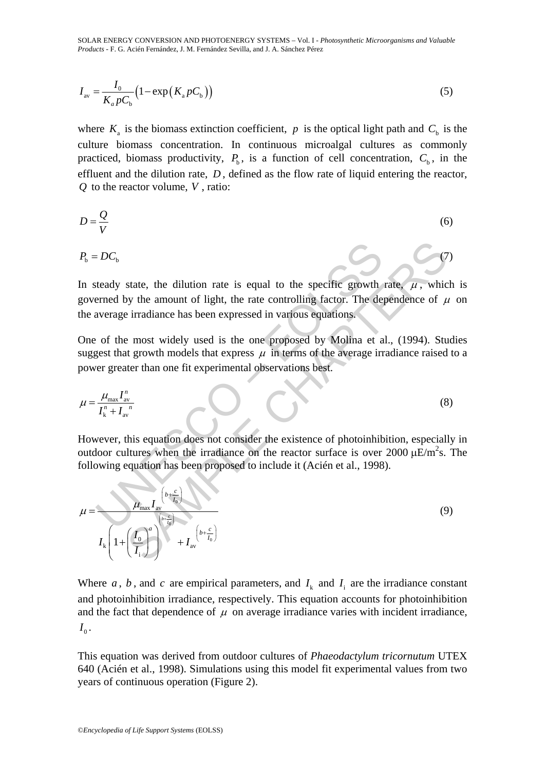$$I_{\text{av}} = \frac{I_0}{K_a p C_{\text{b}}}\left(1 - \exp\left(K_{\text{a}} p C_{\text{b}}\right)\right) \tag{5}$$

where $K_{\text{a}}$ is the biomass extinction coefficient, $p$ is the optical light path and $C_{\text{b}}$ is the culture biomass concentration. In continuous microalgal cultures as commonly practiced, biomass productivity, $P_{\text{b}}$, is a function of cell concentration, $C_{\text{b}}$, in the effluent and the dilution rate, $D$, defined as the flow rate of liquid entering the reactor, $Q$ to the reactor volume, $V$, ratio:

$$D = \frac{Q}{V} \tag{6}$$

$$P_{\text{b}} = DC_{\text{b}} \tag{7}$$

In steady state, the dilution rate is equal to the specific growth rate, $\mu$, which is governed by the amount of light, the rate controlling factor. The dependence of $\mu$ on the average irradiance has been expressed in various equations.

One of the most widely used is the one proposed by Molina et al., (1994). Studies suggest that growth models that express $\mu$ in terms of the average irradiance raised to a power greater than one fit experimental observations best.

$$\mu = \frac{\mu_{\max} I_{\text{av}}^n}{I_{\text{k}}^n + I_{\text{av}}{}^n} \tag{8}$$

However, this equation does not consider the existence of photoinhibition, especially in outdoor cultures when the irradiance on the reactor surface is over 2000 μE/m²s. The following equation has been proposed to include it (Acién et al., 1998).

$$\mu = \frac{\mu_{\max} I_{\text{av}}{}^{\left(b + \frac{c}{I_0}\right)}}{I_{\text{k}}\left(1 + \left(\frac{I_0}{I_{\text{i}}}\right)^a\right)^{\left(b + \frac{c}{I_0}\right)} + I_{\text{av}}{}^{\left(b + \frac{c}{I_0}\right)}} \tag{9}$$

Where $a$, $b$, and $c$ are empirical parameters, and $I_{\text{k}}$ and $I_{\text{i}}$ are the irradiance constant and photoinhibition irradiance, respectively. This equation accounts for photoinhibition and the fact that dependence of $\mu$ on average irradiance varies with incident irradiance, $I_0$.

This equation was derived from outdoor cultures of *Phaeodactylum tricornutum* UTEX 640 (Acién et al., 1998). Simulations using this model fit experimental values from two years of continuous operation (Figure 2).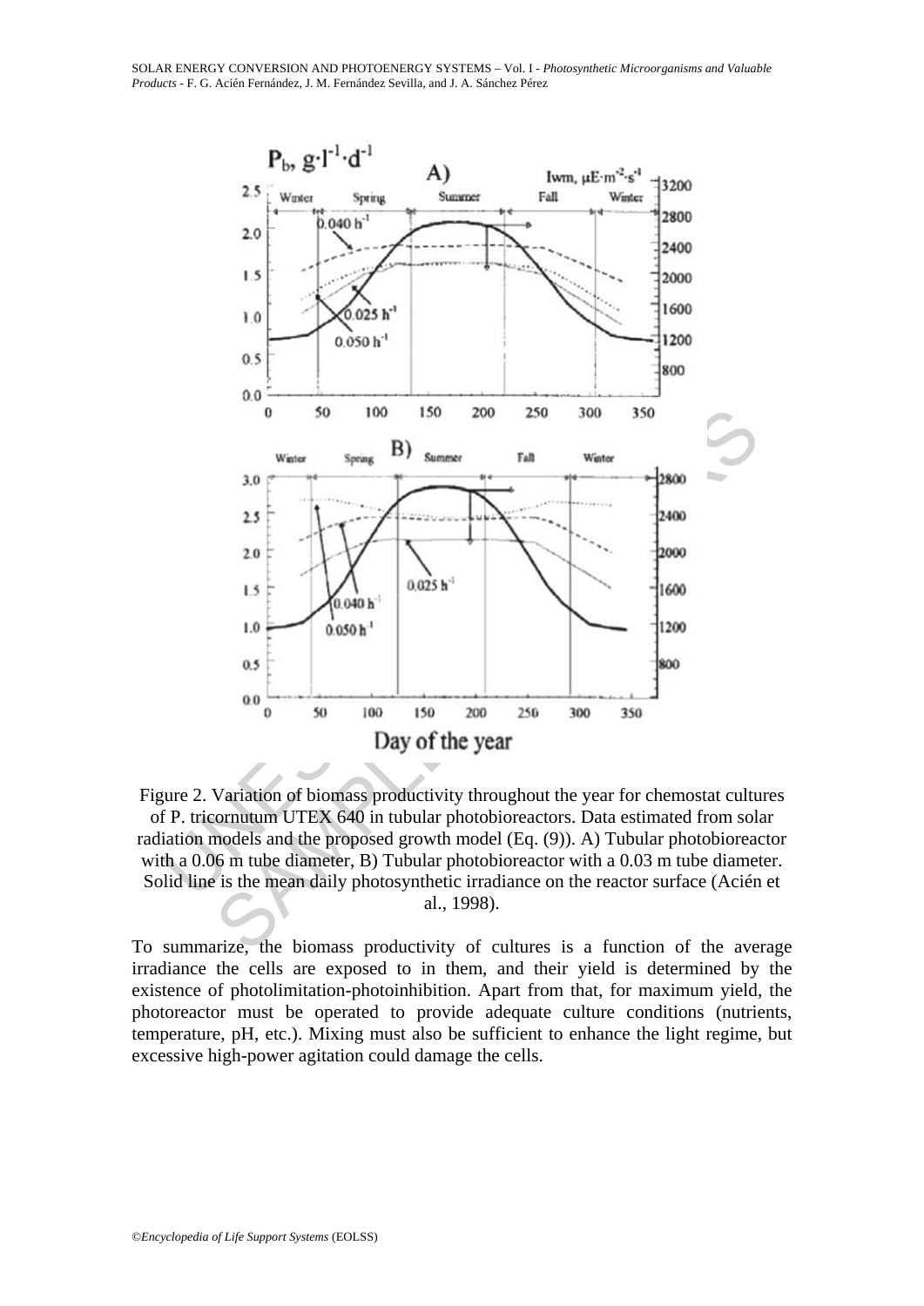Figure 2. Variation of biomass productivity throughout the year for chemostat cultures of P. tricornutum UTEX 640 in tubular photobioreactors. Data estimated from solar radiation models and the proposed growth model (Eq. (9)). A) Tubular photobioreactor with a 0.06 m tube diameter, B) Tubular photobioreactor with a 0.03 m tube diameter. Solid line is the mean daily photosynthetic irradiance on the reactor surface (Acién et al., 1998).

To summarize, the biomass productivity of cultures is a function of the average irradiance the cells are exposed to in them, and their yield is determined by the existence of photolimitation-photoinhibition. Apart from that, for maximum yield, the photoreactor must be operated to provide adequate culture conditions (nutrients, temperature, pH, etc.). Mixing must also be sufficient to enhance the light regime, but excessive high-power agitation could damage the cells.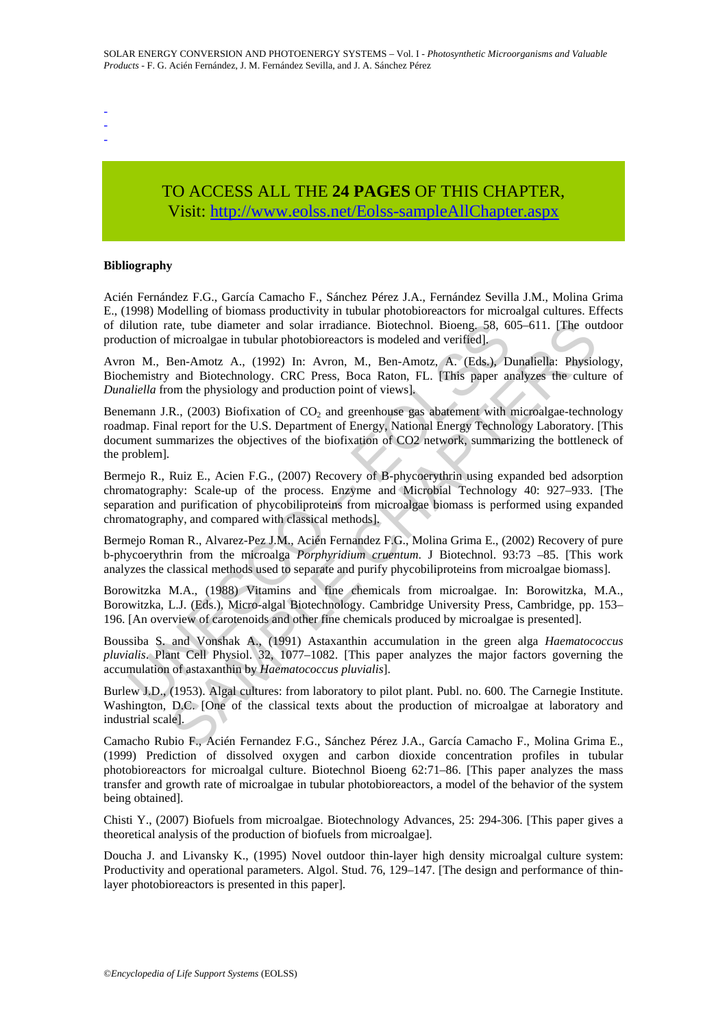-
-
-

TO ACCESS ALL THE **24 PAGES** OF THIS CHAPTER,
Visit: http://www.eolss.net/Eolss-sampleAllChapter.aspx

**Bibliography**

Acién Fernández F.G., García Camacho F., Sánchez Pérez J.A., Fernández Sevilla J.M., Molina Grima E., (1998) Modelling of biomass productivity in tubular photobioreactors for microalgal cultures. Effects of dilution rate, tube diameter and solar irradiance. Biotechnol. Bioeng. 58, 605–611. [The outdoor production of microalgae in tubular photobioreactors is modeled and verified].

Avron M., Ben-Amotz A., (1992) In: Avron, M., Ben-Amotz, A. (Eds.), Dunaliella: Physiology, Biochemistry and Biotechnology. CRC Press, Boca Raton, FL. [This paper analyzes the culture of *Dunaliella* from the physiology and production point of views].

Benemann J.R., (2003) Biofixation of $CO_2$ and greenhouse gas abatement with microalgae-technology roadmap. Final report for the U.S. Department of Energy, National Energy Technology Laboratory. [This document summarizes the objectives of the biofixation of CO2 network, summarizing the bottleneck of the problem].

Bermejo R., Ruiz E., Acien F.G., (2007) Recovery of B-phycoerythrin using expanded bed adsorption chromatography: Scale-up of the process. Enzyme and Microbial Technology 40: 927–933. [The separation and purification of phycobiliproteins from microalgae biomass is performed using expanded chromatography, and compared with classical methods].

Bermejo Roman R., Alvarez-Pez J.M., Acién Fernandez F.G., Molina Grima E., (2002) Recovery of pure b-phycoerythrin from the microalga *Porphyridium cruentum*. J Biotechnol. 93:73 –85. [This work analyzes the classical methods used to separate and purify phycobiliproteins from microalgae biomass].

Borowitzka M.A., (1988) Vitamins and fine chemicals from microalgae. In: Borowitzka, M.A., Borowitzka, L.J. (Eds.), Micro-algal Biotechnology. Cambridge University Press, Cambridge, pp. 153–196. [An overview of carotenoids and other fine chemicals produced by microalgae is presented].

Boussiba S. and Vonshak A., (1991) Astaxanthin accumulation in the green alga *Haematococcus pluvialis*. Plant Cell Physiol. 32, 1077–1082. [This paper analyzes the major factors governing the accumulation of astaxanthin by *Haematococcus pluvialis*].

Burlew J.D., (1953). Algal cultures: from laboratory to pilot plant. Publ. no. 600. The Carnegie Institute. Washington, D.C. [One of the classical texts about the production of microalgae at laboratory and industrial scale].

Camacho Rubio F., Acién Fernandez F.G., Sánchez Pérez J.A., García Camacho F., Molina Grima E., (1999) Prediction of dissolved oxygen and carbon dioxide concentration profiles in tubular photobioreactors for microalgal culture. Biotechnol Bioeng 62:71–86. [This paper analyzes the mass transfer and growth rate of microalgae in tubular photobioreactors, a model of the behavior of the system being obtained].

Chisti Y., (2007) Biofuels from microalgae. Biotechnology Advances, 25: 294-306. [This paper gives a theoretical analysis of the production of biofuels from microalgae].

Doucha J. and Livansky K., (1995) Novel outdoor thin-layer high density microalgal culture system: Productivity and operational parameters. Algol. Stud. 76, 129–147. [The design and performance of thin-layer photobioreactors is presented in this paper].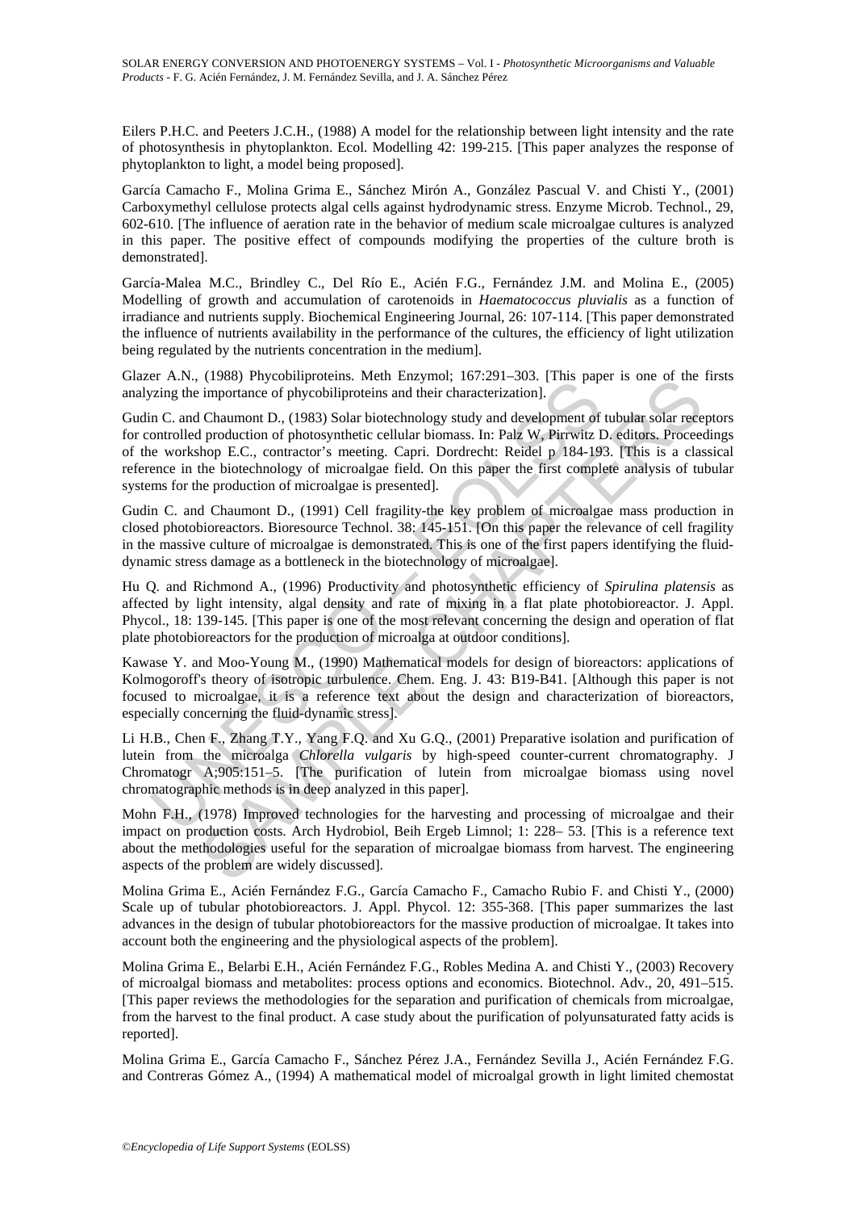Eilers P.H.C. and Peeters J.C.H., (1988) A model for the relationship between light intensity and the rate of photosynthesis in phytoplankton. Ecol. Modelling 42: 199-215. [This paper analyzes the response of phytoplankton to light, a model being proposed].

García Camacho F., Molina Grima E., Sánchez Mirón A., González Pascual V. and Chisti Y., (2001) Carboxymethyl cellulose protects algal cells against hydrodynamic stress. Enzyme Microb. Technol., 29, 602-610. [The influence of aeration rate in the behavior of medium scale microalgae cultures is analyzed in this paper. The positive effect of compounds modifying the properties of the culture broth is demonstrated].

García-Malea M.C., Brindley C., Del Río E., Acién F.G., Fernández J.M. and Molina E., (2005) Modelling of growth and accumulation of carotenoids in *Haematococcus pluvialis* as a function of irradiance and nutrients supply. Biochemical Engineering Journal, 26: 107-114. [This paper demonstrated the influence of nutrients availability in the performance of the cultures, the efficiency of light utilization being regulated by the nutrients concentration in the medium].

Glazer A.N., (1988) Phycobiliproteins. Meth Enzymol; 167:291–303. [This paper is one of the firsts analyzing the importance of phycobiliproteins and their characterization].

Gudin C. and Chaumont D., (1983) Solar biotechnology study and development of tubular solar receptors for controlled production of photosynthetic cellular biomass. In: Palz W, Pirrwitz D. editors. Proceedings of the workshop E.C., contractor's meeting. Capri. Dordrecht: Reidel p 184-193. [This is a classical reference in the biotechnology of microalgae field. On this paper the first complete analysis of tubular systems for the production of microalgae is presented].

Gudin C. and Chaumont D., (1991) Cell fragility-the key problem of microalgae mass production in closed photobioreactors. Bioresource Technol. 38: 145-151. [On this paper the relevance of cell fragility in the massive culture of microalgae is demonstrated. This is one of the first papers identifying the fluid-dynamic stress damage as a bottleneck in the biotechnology of microalgae].

Hu Q. and Richmond A., (1996) Productivity and photosynthetic efficiency of *Spirulina platensis* as affected by light intensity, algal density and rate of mixing in a flat plate photobioreactor. J. Appl. Phycol., 18: 139-145. [This paper is one of the most relevant concerning the design and operation of flat plate photobioreactors for the production of microalga at outdoor conditions].

Kawase Y. and Moo-Young M., (1990) Mathematical models for design of bioreactors: applications of Kolmogoroff's theory of isotropic turbulence. Chem. Eng. J. 43: B19-B41. [Although this paper is not focused to microalgae, it is a reference text about the design and characterization of bioreactors, especially concerning the fluid-dynamic stress].

Li H.B., Chen F., Zhang T.Y., Yang F.Q. and Xu G.Q., (2001) Preparative isolation and purification of lutein from the microalga *Chlorella vulgaris* by high-speed counter-current chromatography. J Chromatogr A;905:151–5. [The purification of lutein from microalgae biomass using novel chromatographic methods is in deep analyzed in this paper].

Mohn F.H., (1978) Improved technologies for the harvesting and processing of microalgae and their impact on production costs. Arch Hydrobiol, Beih Ergeb Limnol; 1: 228– 53. [This is a reference text about the methodologies useful for the separation of microalgae biomass from harvest. The engineering aspects of the problem are widely discussed].

Molina Grima E., Acién Fernández F.G., García Camacho F., Camacho Rubio F. and Chisti Y., (2000) Scale up of tubular photobioreactors. J. Appl. Phycol. 12: 355-368. [This paper summarizes the last advances in the design of tubular photobioreactors for the massive production of microalgae. It takes into account both the engineering and the physiological aspects of the problem].

Molina Grima E., Belarbi E.H., Acién Fernández F.G., Robles Medina A. and Chisti Y., (2003) Recovery of microalgal biomass and metabolites: process options and economics. Biotechnol. Adv., 20, 491–515. [This paper reviews the methodologies for the separation and purification of chemicals from microalgae, from the harvest to the final product. A case study about the purification of polyunsaturated fatty acids is reported].

Molina Grima E., García Camacho F., Sánchez Pérez J.A., Fernández Sevilla J., Acién Fernández F.G. and Contreras Gómez A., (1994) A mathematical model of microalgal growth in light limited chemostat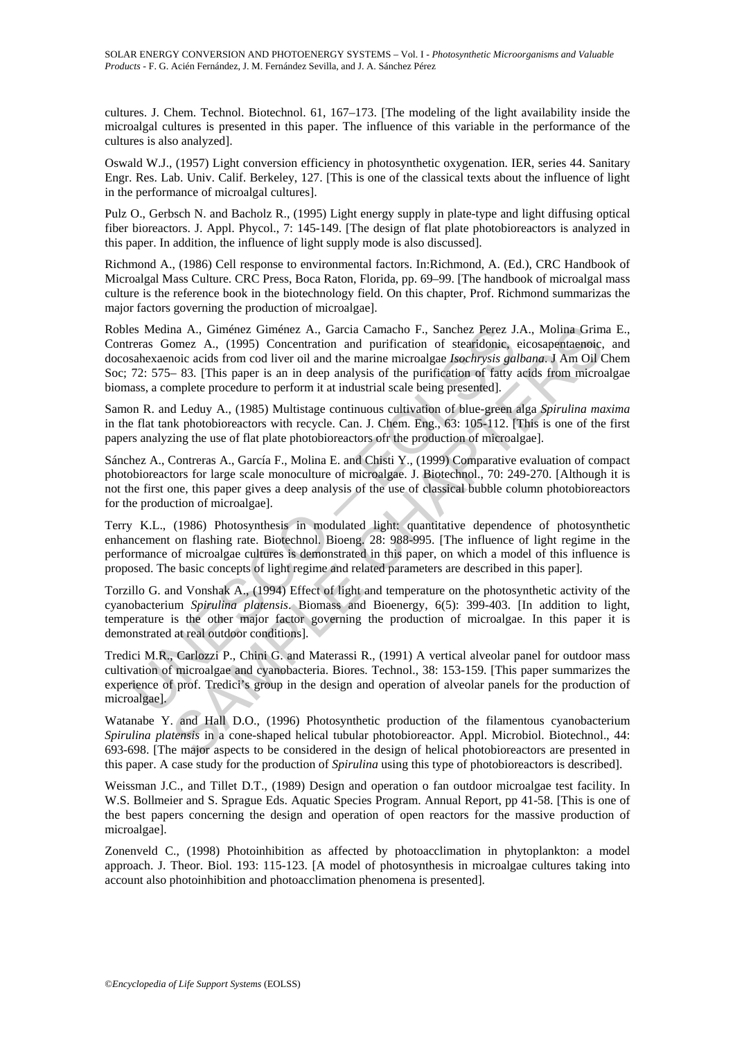cultures. J. Chem. Technol. Biotechnol. 61, 167–173. [The modeling of the light availability inside the microalgal cultures is presented in this paper. The influence of this variable in the performance of the cultures is also analyzed].

Oswald W.J., (1957) Light conversion efficiency in photosynthetic oxygenation. IER, series 44. Sanitary Engr. Res. Lab. Univ. Calif. Berkeley, 127. [This is one of the classical texts about the influence of light in the performance of microalgal cultures].

Pulz O., Gerbsch N. and Bacholz R., (1995) Light energy supply in plate-type and light diffusing optical fiber bioreactors. J. Appl. Phycol., 7: 145-149. [The design of flat plate photobioreactors is analyzed in this paper. In addition, the influence of light supply mode is also discussed].

Richmond A., (1986) Cell response to environmental factors. In:Richmond, A. (Ed.), CRC Handbook of Microalgal Mass Culture. CRC Press, Boca Raton, Florida, pp. 69–99. [The handbook of microalgal mass culture is the reference book in the biotechnology field. On this chapter, Prof. Richmond summarizas the major factors governing the production of microalgae].

Robles Medina A., Giménez Giménez A., Garcia Camacho F., Sanchez Perez J.A., Molina Grima E., Contreras Gomez A., (1995) Concentration and purification of stearidonic, eicosapentaenoic, and docosahexaenoic acids from cod liver oil and the marine microalgae *Isochrysis galbana*. J Am Oil Chem Soc; 72: 575– 83. [This paper is an in deep analysis of the purification of fatty acids from microalgae biomass, a complete procedure to perform it at industrial scale being presented].

Samon R. and Leduy A., (1985) Multistage continuous cultivation of blue-green alga *Spirulina maxima* in the flat tank photobioreactors with recycle. Can. J. Chem. Eng., 63: 105-112. [This is one of the first papers analyzing the use of flat plate photobioreactors ofr the production of microalgae].

Sánchez A., Contreras A., García F., Molina E. and Chisti Y., (1999) Comparative evaluation of compact photobioreactors for large scale monoculture of microalgae. J. Biotechnol., 70: 249-270. [Although it is not the first one, this paper gives a deep analysis of the use of classical bubble column photobioreactors for the production of microalgae].

Terry K.L., (1986) Photosynthesis in modulated light: quantitative dependence of photosynthetic enhancement on flashing rate. Biotechnol. Bioeng. 28: 988-995. [The influence of light regime in the performance of microalgae cultures is demonstrated in this paper, on which a model of this influence is proposed. The basic concepts of light regime and related parameters are described in this paper].

Torzillo G. and Vonshak A., (1994) Effect of light and temperature on the photosynthetic activity of the cyanobacterium *Spirulina platensis*. Biomass and Bioenergy, 6(5): 399-403. [In addition to light, temperature is the other major factor governing the production of microalgae. In this paper it is demonstrated at real outdoor conditions].

Tredici M.R., Carlozzi P., Chini G. and Materassi R., (1991) A vertical alveolar panel for outdoor mass cultivation of microalgae and cyanobacteria. Biores. Technol., 38: 153-159. [This paper summarizes the experience of prof. Tredici's group in the design and operation of alveolar panels for the production of microalgae].

Watanabe Y. and Hall D.O., (1996) Photosynthetic production of the filamentous cyanobacterium *Spirulina platensis* in a cone-shaped helical tubular photobioreactor. Appl. Microbiol. Biotechnol., 44: 693-698. [The major aspects to be considered in the design of helical photobioreactors are presented in this paper. A case study for the production of *Spirulina* using this type of photobioreactors is described].

Weissman J.C., and Tillet D.T., (1989) Design and operation o fan outdoor microalgae test facility. In W.S. Bollmeier and S. Sprague Eds. Aquatic Species Program. Annual Report, pp 41-58. [This is one of the best papers concerning the design and operation of open reactors for the massive production of microalgae].

Zonenveld C., (1998) Photoinhibition as affected by photoacclimation in phytoplankton: a model approach. J. Theor. Biol. 193: 115-123. [A model of photosynthesis in microalgae cultures taking into account also photoinhibition and photoacclimation phenomena is presented].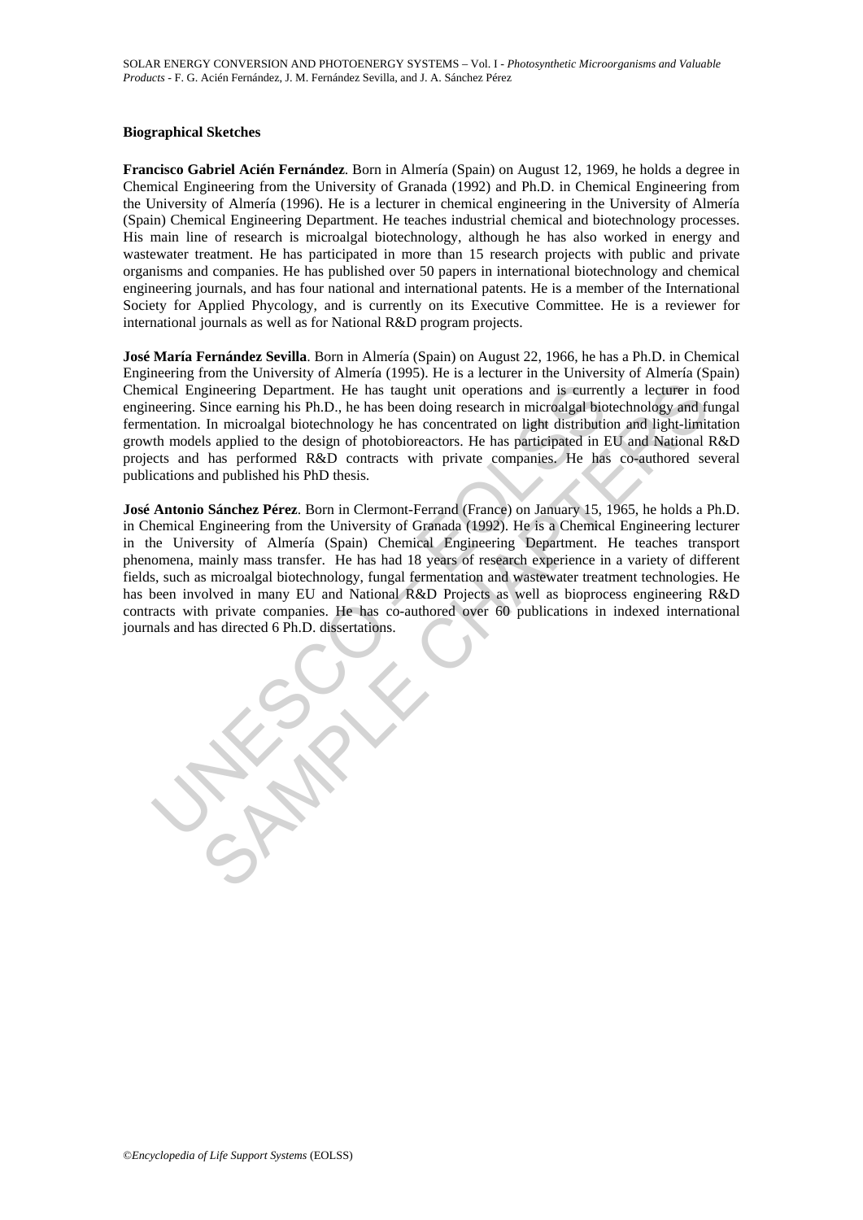**Biographical Sketches**

**Francisco Gabriel Acién Fernández**. Born in Almería (Spain) on August 12, 1969, he holds a degree in Chemical Engineering from the University of Granada (1992) and Ph.D. in Chemical Engineering from the University of Almería (1996). He is a lecturer in chemical engineering in the University of Almería (Spain) Chemical Engineering Department. He teaches industrial chemical and biotechnology processes. His main line of research is microalgal biotechnology, although he has also worked in energy and wastewater treatment. He has participated in more than 15 research projects with public and private organisms and companies. He has published over 50 papers in international biotechnology and chemical engineering journals, and has four national and international patents. He is a member of the International Society for Applied Phycology, and is currently on its Executive Committee. He is a reviewer for international journals as well as for National R&D program projects.

**José María Fernández Sevilla**. Born in Almería (Spain) on August 22, 1966, he has a Ph.D. in Chemical Engineering from the University of Almería (1995). He is a lecturer in the University of Almería (Spain) Chemical Engineering Department. He has taught unit operations and is currently a lecturer in food engineering. Since earning his Ph.D., he has been doing research in microalgal biotechnology and fungal fermentation. In microalgal biotechnology he has concentrated on light distribution and light-limitation growth models applied to the design of photobioreactors. He has participated in EU and National R&D projects and has performed R&D contracts with private companies. He has co-authored several publications and published his PhD thesis.

**José Antonio Sánchez Pérez**. Born in Clermont-Ferrand (France) on January 15, 1965, he holds a Ph.D. in Chemical Engineering from the University of Granada (1992). He is a Chemical Engineering lecturer in the University of Almería (Spain) Chemical Engineering Department. He teaches transport phenomena, mainly mass transfer. He has had 18 years of research experience in a variety of different fields, such as microalgal biotechnology, fungal fermentation and wastewater treatment technologies. He has been involved in many EU and National R&D Projects as well as bioprocess engineering R&D contracts with private companies. He has co-authored over 60 publications in indexed international journals and has directed 6 Ph.D. dissertations.